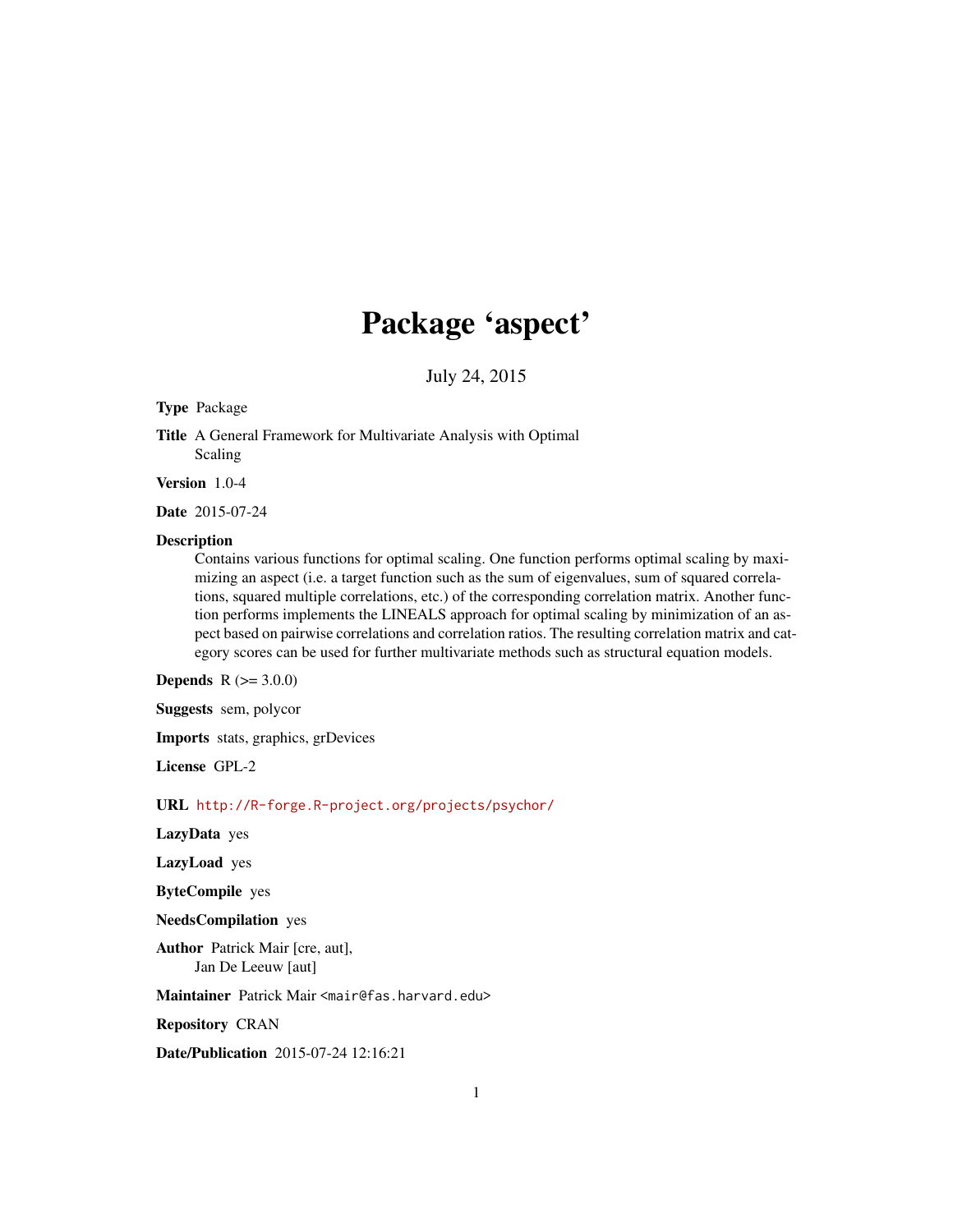# Package 'aspect'

July 24, 2015

**Type** Package

**Title** A General Framework for Multivariate Analysis with Optimal Scaling

**Version** 1.0-4

**Date** 2015-07-24

**Description** Contains various functions for optimal scaling. One function performs optimal scaling by maximizing an aspect (i.e. a target function such as the sum of eigenvalues, sum of squared correlations, squared multiple correlations, etc.) of the corresponding correlation matrix. Another function performs implements the LINEALS approach for optimal scaling by minimization of an aspect based on pairwise correlations and correlation ratios. The resulting correlation matrix and category scores can be used for further multivariate methods such as structural equation models.

**Depends** R (>= 3.0.0)

**Suggests** sem, polycor

**Imports** stats, graphics, grDevices

**License** GPL-2

**URL** http://R-forge.R-project.org/projects/psychor/

**LazyData** yes

**LazyLoad** yes

**ByteCompile** yes

**NeedsCompilation** yes

**Author** Patrick Mair [cre, aut],
Jan De Leeuw [aut]

**Maintainer** Patrick Mair <mair@fas.harvard.edu>

**Repository** CRAN

**Date/Publication** 2015-07-24 12:16:21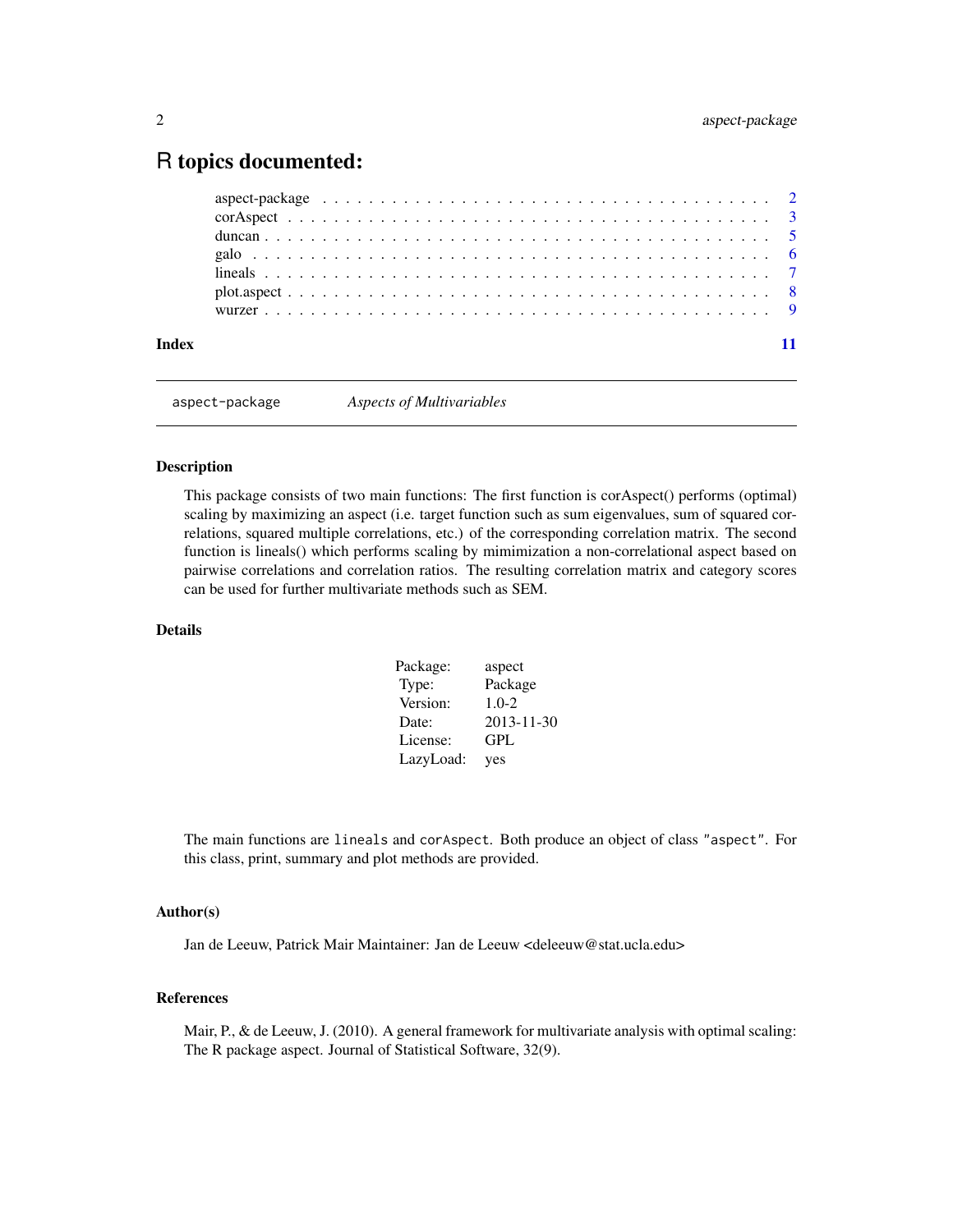# R topics documented:

aspect-package . . . . . . . . . . . . . . . . . . . . . . . . . . . . . . . . . . . 2
corAspect . . . . . . . . . . . . . . . . . . . . . . . . . . . . . . . . . . . . . 3
duncan . . . . . . . . . . . . . . . . . . . . . . . . . . . . . . . . . . . . . . 5
galo . . . . . . . . . . . . . . . . . . . . . . . . . . . . . . . . . . . . . . . 6
lineals . . . . . . . . . . . . . . . . . . . . . . . . . . . . . . . . . . . . . . 7
plot.aspect . . . . . . . . . . . . . . . . . . . . . . . . . . . . . . . . . . . . 8
wurzer . . . . . . . . . . . . . . . . . . . . . . . . . . . . . . . . . . . . . . 9

**Index** **11**

---

`aspect-package` *Aspects of Multivariables*

---

### Description

This package consists of two main functions: The first function is corAspect() performs (optimal) scaling by maximizing an aspect (i.e. target function such as sum eigenvalues, sum of squared correlations, squared multiple correlations, etc.) of the corresponding correlation matrix. The second function is lineals() which performs scaling by mimimization a non-correlational aspect based on pairwise correlations and correlation ratios. The resulting correlation matrix and category scores can be used for further multivariate methods such as SEM.

### Details

| | |
|---|---|
| Package: | aspect |
| Type: | Package |
| Version: | 1.0-2 |
| Date: | 2013-11-30 |
| License: | GPL |
| LazyLoad: | yes |

The main functions are `lineals` and `corAspect`. Both produce an object of class `"aspect"`. For this class, print, summary and plot methods are provided.

### Author(s)

Jan de Leeuw, Patrick Mair Maintainer: Jan de Leeuw <deleeuw@stat.ucla.edu>

### References

Mair, P., & de Leeuw, J. (2010). A general framework for multivariate analysis with optimal scaling: The R package aspect. Journal of Statistical Software, 32(9).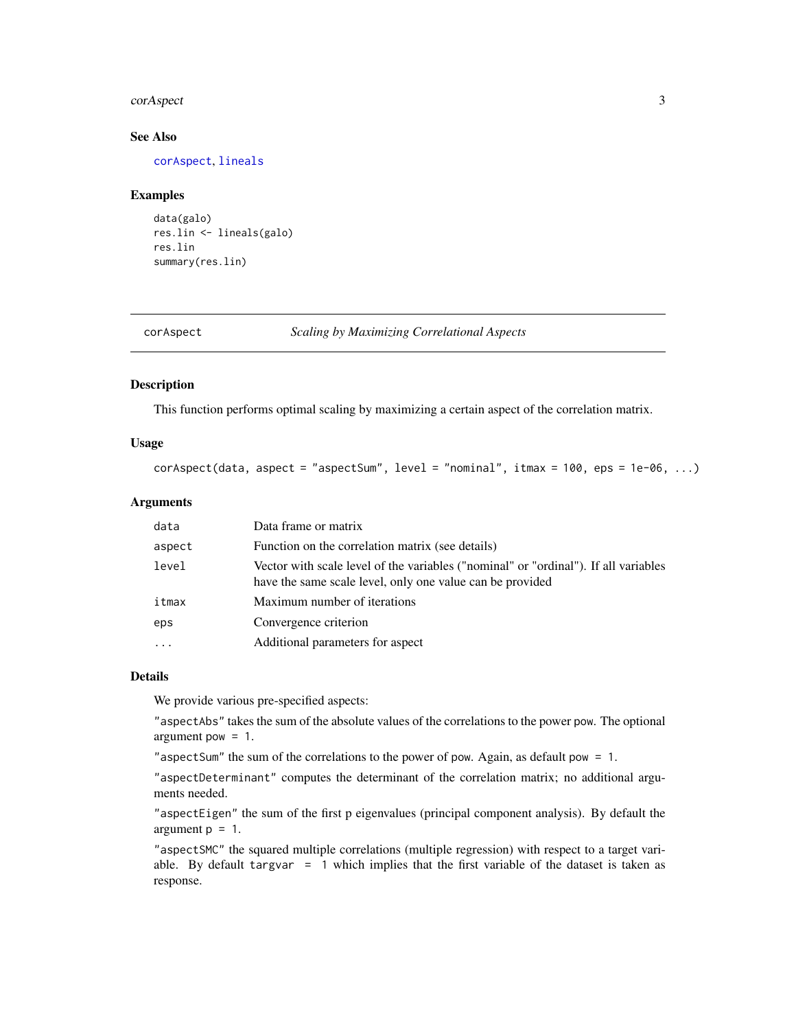### See Also

corAspect, lineals

### Examples

```
data(galo)
res.lin <- lineals(galo)
res.lin
summary(res.lin)
```

---

## corAspect *Scaling by Maximizing Correlational Aspects*

---

### Description

This function performs optimal scaling by maximizing a certain aspect of the correlation matrix.

### Usage

```
corAspect(data, aspect = "aspectSum", level = "nominal", itmax = 100, eps = 1e-06, ...)
```

### Arguments

| | |
|---|---|
| data | Data frame or matrix |
| aspect | Function on the correlation matrix (see details) |
| level | Vector with scale level of the variables ("nominal" or "ordinal"). If all variables have the same scale level, only one value can be provided |
| itmax | Maximum number of iterations |
| eps | Convergence criterion |
| ... | Additional parameters for aspect |

### Details

We provide various pre-specified aspects:

"aspectAbs" takes the sum of the absolute values of the correlations to the power pow. The optional argument pow = 1.

"aspectSum" the sum of the correlations to the power of pow. Again, as default pow = 1.

"aspectDeterminant" computes the determinant of the correlation matrix; no additional arguments needed.

"aspectEigen" the sum of the first p eigenvalues (principal component analysis). By default the argument p = 1.

"aspectSMC" the squared multiple correlations (multiple regression) with respect to a target variable. By default targvar = 1 which implies that the first variable of the dataset is taken as response.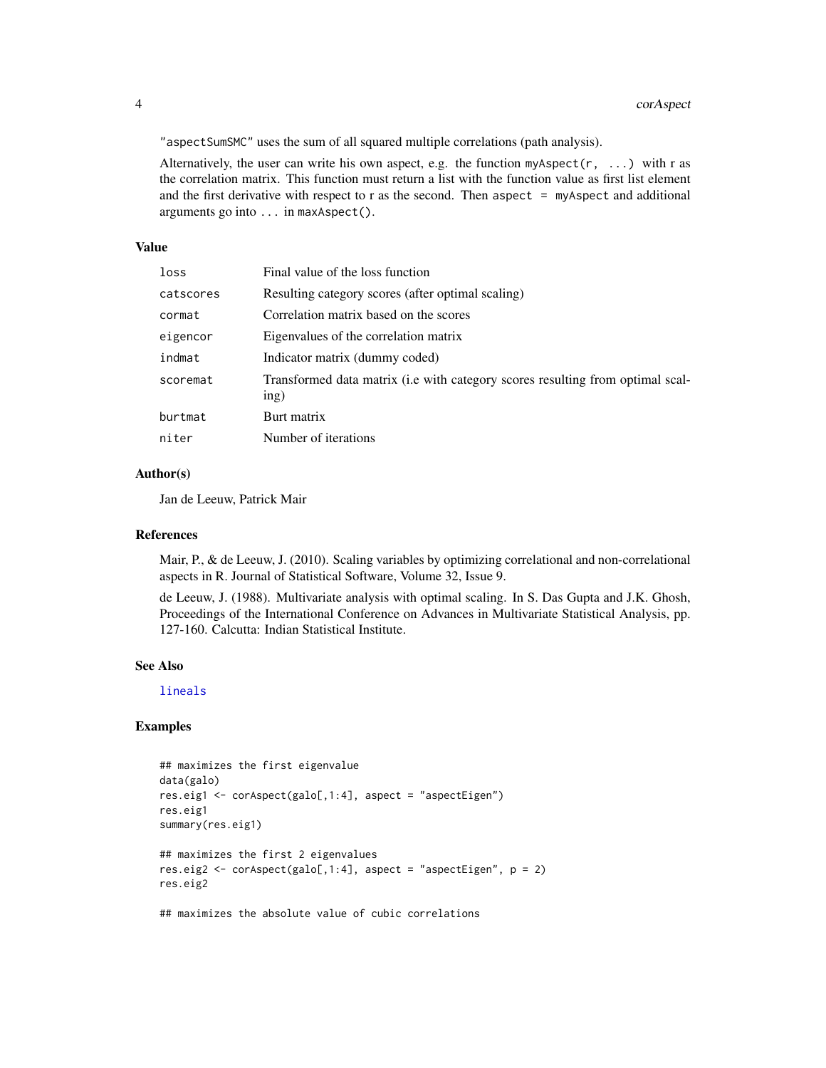"aspectSumSMC" uses the sum of all squared multiple correlations (path analysis).

Alternatively, the user can write his own aspect, e.g. the function myAspect(r, ...) with r as the correlation matrix. This function must return a list with the function value as first list element and the first derivative with respect to r as the second. Then aspect = myAspect and additional arguments go into ... in maxAspect().

## Value

| | |
|---|---|
| loss | Final value of the loss function |
| catscores | Resulting category scores (after optimal scaling) |
| cormat | Correlation matrix based on the scores |
| eigencor | Eigenvalues of the correlation matrix |
| indmat | Indicator matrix (dummy coded) |
| scoremat | Transformed data matrix (i.e with category scores resulting from optimal scaling) |
| burtmat | Burt matrix |
| niter | Number of iterations |

## Author(s)

Jan de Leeuw, Patrick Mair

## References

Mair, P., & de Leeuw, J. (2010). Scaling variables by optimizing correlational and non-correlational aspects in R. Journal of Statistical Software, Volume 32, Issue 9.

de Leeuw, J. (1988). Multivariate analysis with optimal scaling. In S. Das Gupta and J.K. Ghosh, Proceedings of the International Conference on Advances in Multivariate Statistical Analysis, pp. 127-160. Calcutta: Indian Statistical Institute.

## See Also

lineals

## Examples

```
## maximizes the first eigenvalue
data(galo)
res.eig1 <- corAspect(galo[,1:4], aspect = "aspectEigen")
res.eig1
summary(res.eig1)

## maximizes the first 2 eigenvalues
res.eig2 <- corAspect(galo[,1:4], aspect = "aspectEigen", p = 2)
res.eig2

## maximizes the absolute value of cubic correlations
```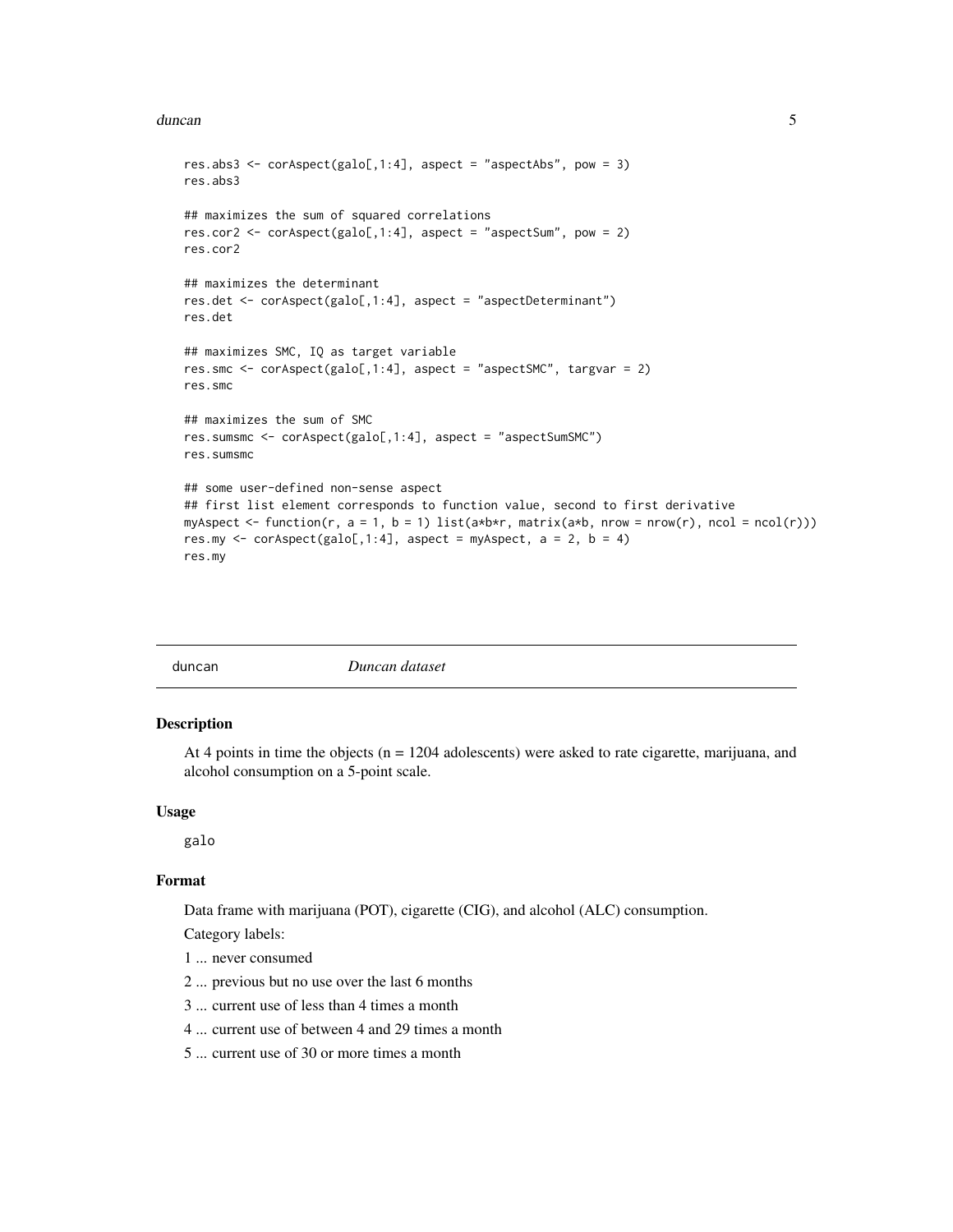```
res.abs3 <- corAspect(galo[,1:4], aspect = "aspectAbs", pow = 3)
res.abs3

## maximizes the sum of squared correlations
res.cor2 <- corAspect(galo[,1:4], aspect = "aspectSum", pow = 2)
res.cor2

## maximizes the determinant
res.det <- corAspect(galo[,1:4], aspect = "aspectDeterminant")
res.det

## maximizes SMC, IQ as target variable
res.smc <- corAspect(galo[,1:4], aspect = "aspectSMC", targvar = 2)
res.smc

## maximizes the sum of SMC
res.sumsmc <- corAspect(galo[,1:4], aspect = "aspectSumSMC")
res.sumsmc

## some user-defined non-sense aspect
## first list element corresponds to function value, second to first derivative
myAspect <- function(r, a = 1, b = 1) list(a*b*r, matrix(a*b, nrow = nrow(r), ncol = ncol(r)))
res.my <- corAspect(galo[,1:4], aspect = myAspect, a = 2, b = 4)
res.my
```

---

## duncan *Duncan dataset*

### Description

At 4 points in time the objects (n = 1204 adolescents) were asked to rate cigarette, marijuana, and alcohol consumption on a 5-point scale.

### Usage

```
galo
```

### Format

Data frame with marijuana (POT), cigarette (CIG), and alcohol (ALC) consumption.

Category labels:

1 ... never consumed

2 ... previous but no use over the last 6 months

3 ... current use of less than 4 times a month

4 ... current use of between 4 and 29 times a month

5 ... current use of 30 or more times a month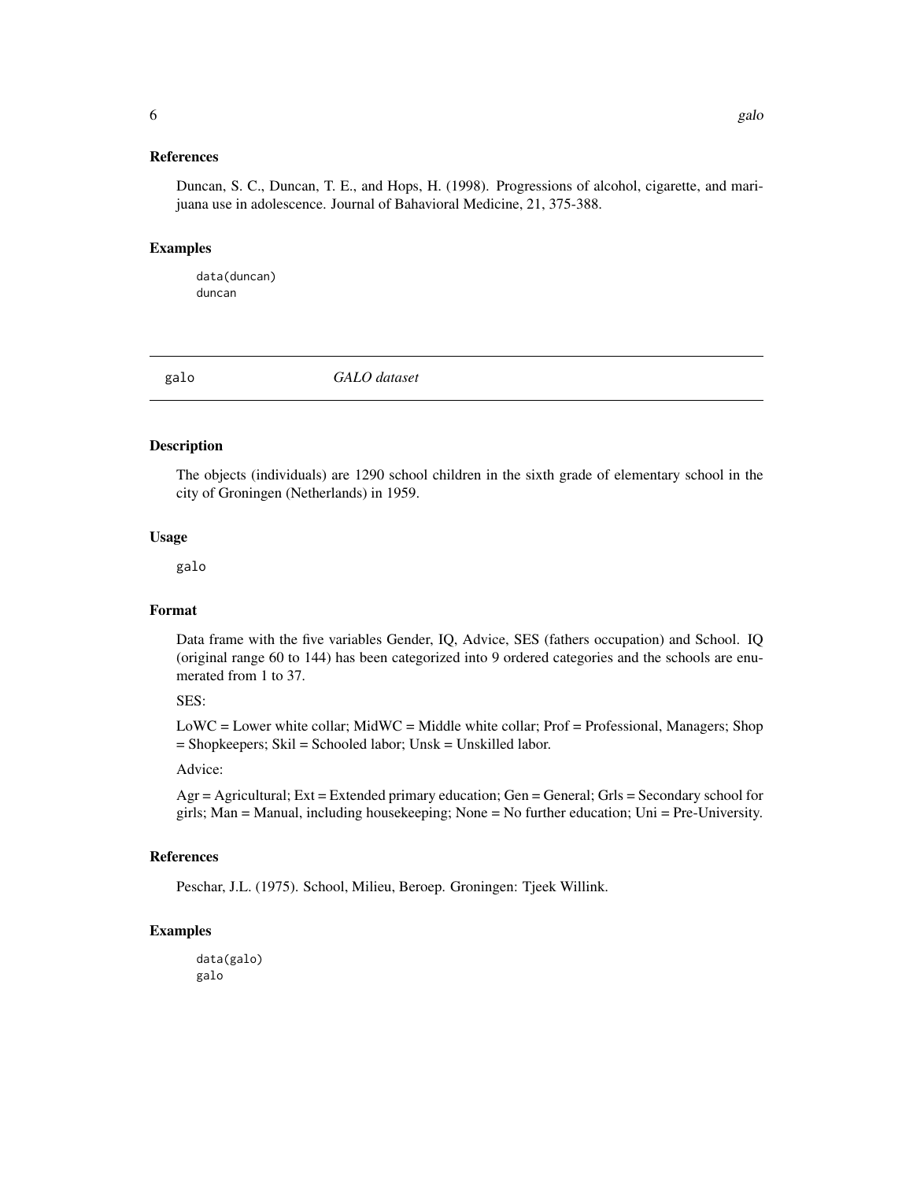### References

Duncan, S. C., Duncan, T. E., and Hops, H. (1998). Progressions of alcohol, cigarette, and marijuana use in adolescence. Journal of Bahavioral Medicine, 21, 375-388.

### Examples

```
data(duncan)
duncan
```

---

## galo *GALO dataset*

---

### Description

The objects (individuals) are 1290 school children in the sixth grade of elementary school in the city of Groningen (Netherlands) in 1959.

### Usage

```
galo
```

### Format

Data frame with the five variables Gender, IQ, Advice, SES (fathers occupation) and School. IQ (original range 60 to 144) has been categorized into 9 ordered categories and the schools are enumerated from 1 to 37.

SES:

LoWC = Lower white collar; MidWC = Middle white collar; Prof = Professional, Managers; Shop = Shopkeepers; Skil = Schooled labor; Unsk = Unskilled labor.

Advice:

Agr = Agricultural; Ext = Extended primary education; Gen = General; Grls = Secondary school for girls; Man = Manual, including housekeeping; None = No further education; Uni = Pre-University.

### References

Peschar, J.L. (1975). School, Milieu, Beroep. Groningen: Tjeek Willink.

### Examples

```
data(galo)
galo
```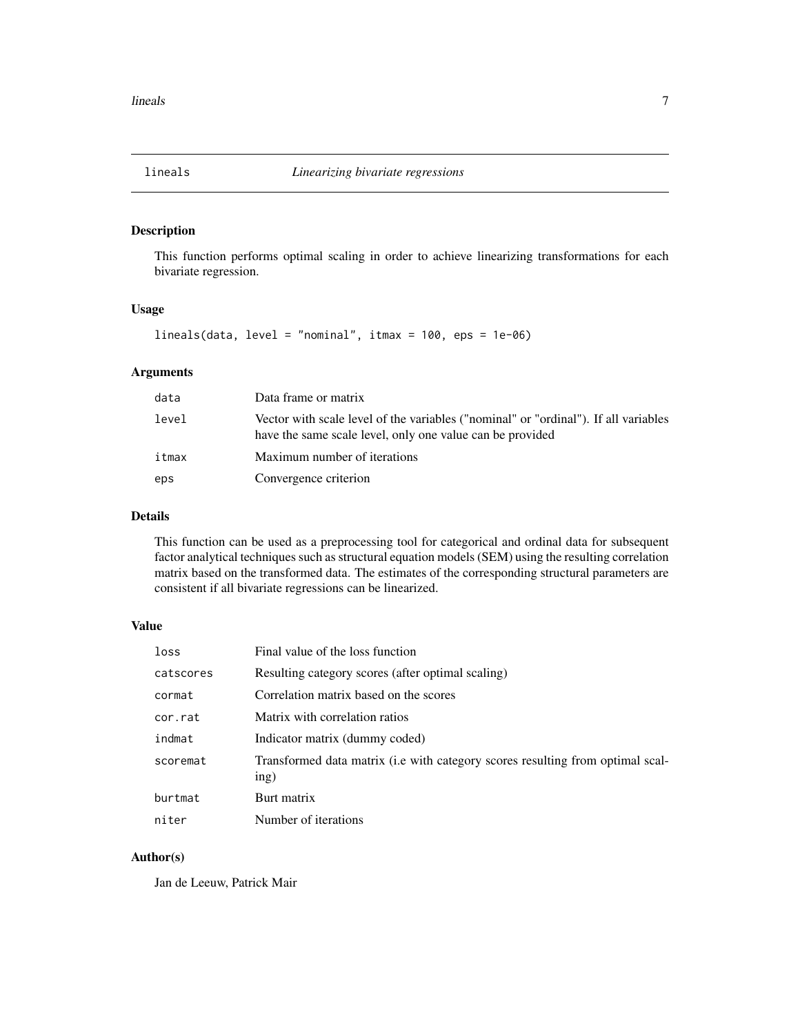## lineals *Linearizing bivariate regressions*

### Description

This function performs optimal scaling in order to achieve linearizing transformations for each bivariate regression.

### Usage

```
lineals(data, level = "nominal", itmax = 100, eps = 1e-06)
```

### Arguments

| | |
|---|---|
| `data` | Data frame or matrix |
| `level` | Vector with scale level of the variables ("nominal" or "ordinal"). If all variables have the same scale level, only one value can be provided |
| `itmax` | Maximum number of iterations |
| `eps` | Convergence criterion |

### Details

This function can be used as a preprocessing tool for categorical and ordinal data for subsequent factor analytical techniques such as structural equation models (SEM) using the resulting correlation matrix based on the transformed data. The estimates of the corresponding structural parameters are consistent if all bivariate regressions can be linearized.

### Value

| | |
|---|---|
| `loss` | Final value of the loss function |
| `catscores` | Resulting category scores (after optimal scaling) |
| `cormat` | Correlation matrix based on the scores |
| `cor.rat` | Matrix with correlation ratios |
| `indmat` | Indicator matrix (dummy coded) |
| `scoremat` | Transformed data matrix (i.e with category scores resulting from optimal scaling) |
| `burtmat` | Burt matrix |
| `niter` | Number of iterations |

### Author(s)

Jan de Leeuw, Patrick Mair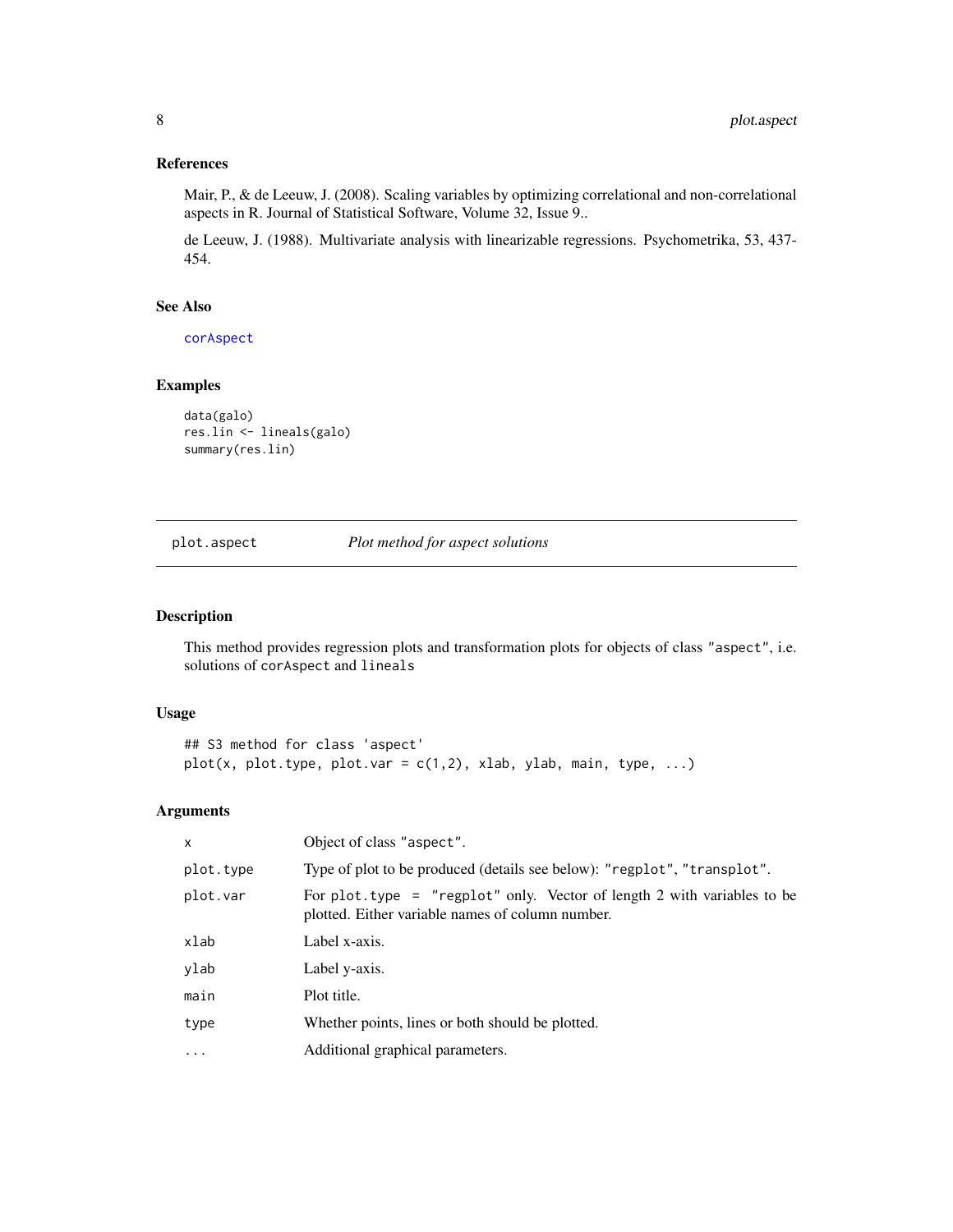### References

Mair, P., & de Leeuw, J. (2008). Scaling variables by optimizing correlational and non-correlational aspects in R. Journal of Statistical Software, Volume 32, Issue 9..

de Leeuw, J. (1988). Multivariate analysis with linearizable regressions. Psychometrika, 53, 437-454.

### See Also

corAspect

### Examples

```
data(galo)
res.lin <- lineals(galo)
summary(res.lin)
```

---

## plot.aspect — *Plot method for aspect solutions*

### Description

This method provides regression plots and transformation plots for objects of class "aspect", i.e. solutions of corAspect and lineals

### Usage

```
## S3 method for class 'aspect'
plot(x, plot.type, plot.var = c(1,2), xlab, ylab, main, type, ...)
```

### Arguments

| | |
|---|---|
| x | Object of class "aspect". |
| plot.type | Type of plot to be produced (details see below): "regplot", "transplot". |
| plot.var | For plot.type = "regplot" only. Vector of length 2 with variables to be plotted. Either variable names of column number. |
| xlab | Label x-axis. |
| ylab | Label y-axis. |
| main | Plot title. |
| type | Whether points, lines or both should be plotted. |
| ... | Additional graphical parameters. |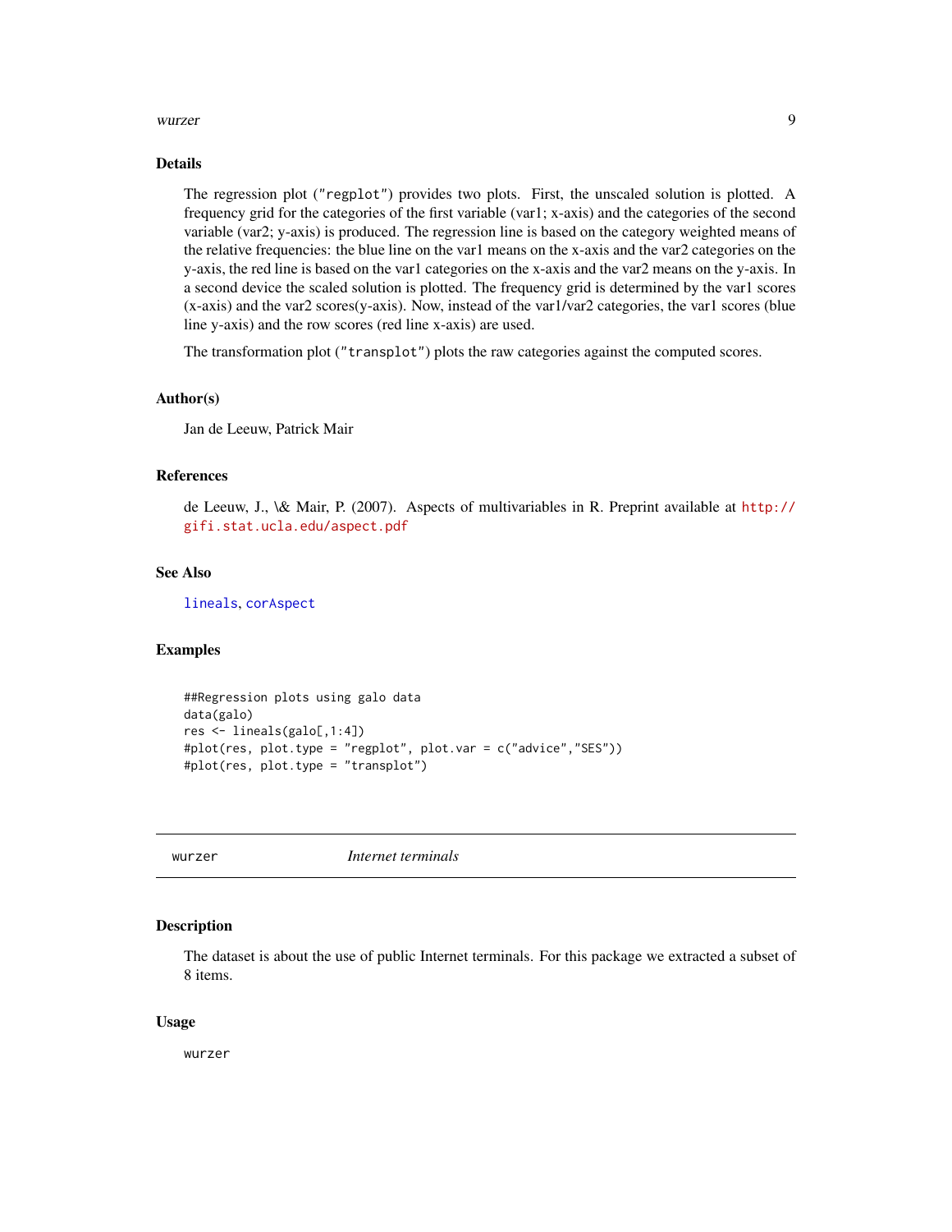## Details

The regression plot ("regplot") provides two plots. First, the unscaled solution is plotted. A frequency grid for the categories of the first variable (var1; x-axis) and the categories of the second variable (var2; y-axis) is produced. The regression line is based on the category weighted means of the relative frequencies: the blue line on the var1 means on the x-axis and the var2 categories on the y-axis, the red line is based on the var1 categories on the x-axis and the var2 means on the y-axis. In a second device the scaled solution is plotted. The frequency grid is determined by the var1 scores (x-axis) and the var2 scores(y-axis). Now, instead of the var1/var2 categories, the var1 scores (blue line y-axis) and the row scores (red line x-axis) are used.

The transformation plot ("transplot") plots the raw categories against the computed scores.

## Author(s)

Jan de Leeuw, Patrick Mair

## References

de Leeuw, J., \& Mair, P. (2007). Aspects of multivariables in R. Preprint available at http://gifi.stat.ucla.edu/aspect.pdf

## See Also

lineals, corAspect

## Examples

```
##Regression plots using galo data
data(galo)
res <- lineals(galo[,1:4])
#plot(res, plot.type = "regplot", plot.var = c("advice","SES"))
#plot(res, plot.type = "transplot")
```

---

# wurzer — *Internet terminals*

## Description

The dataset is about the use of public Internet terminals. For this package we extracted a subset of 8 items.

## Usage

```
wurzer
```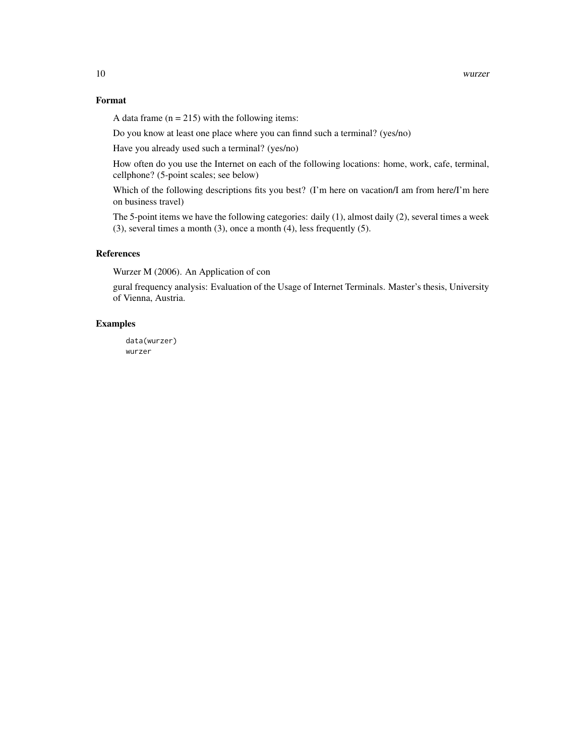### Format

A data frame (n = 215) with the following items:

Do you know at least one place where you can finnd such a terminal? (yes/no)

Have you already used such a terminal? (yes/no)

How often do you use the Internet on each of the following locations: home, work, cafe, terminal, cellphone? (5-point scales; see below)

Which of the following descriptions fits you best? (I'm here on vacation/I am from here/I'm here on business travel)

The 5-point items we have the following categories: daily (1), almost daily (2), several times a week (3), several times a month (3), once a month (4), less frequently (5).

### References

Wurzer M (2006). An Application of con

gural frequency analysis: Evaluation of the Usage of Internet Terminals. Master's thesis, University of Vienna, Austria.

### Examples

```
data(wurzer)
wurzer
```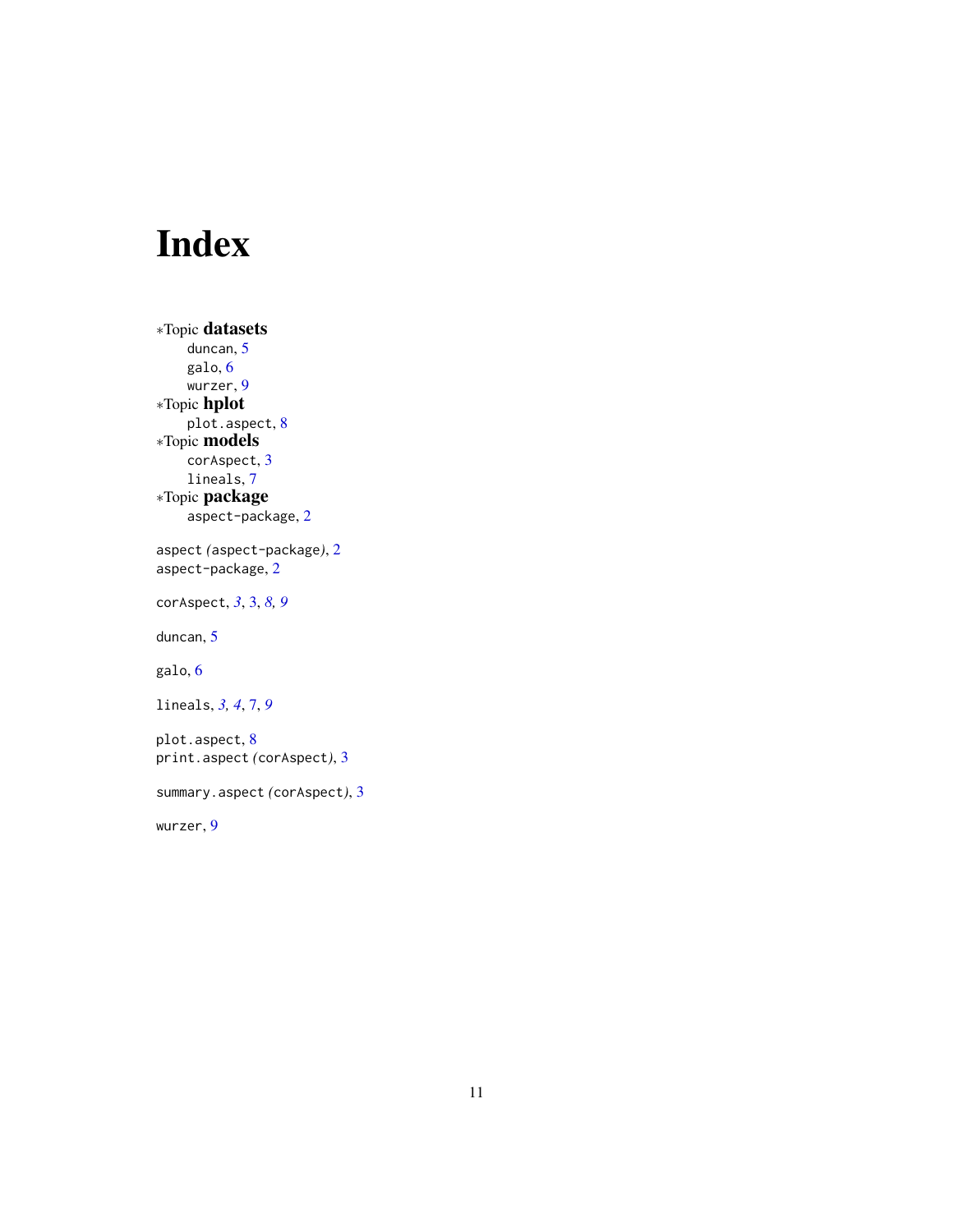# Index

*Topic **datasets**
  duncan, 5
  galo, 6
  wurzer, 9
*Topic **hplot**
  plot.aspect, 8
*Topic **models**
  corAspect, 3
  lineals, 7
*Topic **package**
  aspect-package, 2

aspect *(*aspect-package*)*, 2
aspect-package, 2

corAspect, *3*, 3, *8, 9*

duncan, 5

galo, 6

lineals, *3, 4*, 7, *9*

plot.aspect, 8
print.aspect *(*corAspect*)*, 3

summary.aspect *(*corAspect*)*, 3

wurzer, 9